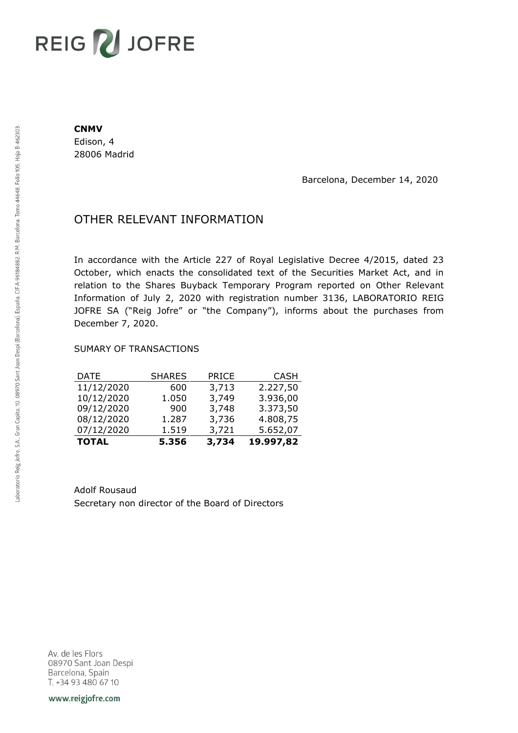REIG JOFRE

**CNMV**
Edison, 4
28006 Madrid

Barcelona, December 14, 2020

# OTHER RELEVANT INFORMATION

In accordance with the Article 227 of Royal Legislative Decree 4/2015, dated 23 October, which enacts the consolidated text of the Securities Market Act, and in relation to the Shares Buyback Temporary Program reported on Other Relevant Information of July 2, 2020 with registration number 3136, LABORATORIO REIG JOFRE SA ("Reig Jofre" or "the Company"), informs about the purchases from December 7, 2020.

SUMARY OF TRANSACTIONS

| DATE | SHARES | PRICE | CASH |
|---|---:|---:|---:|
| 11/12/2020 | 600 | 3,713 | 2.227,50 |
| 10/12/2020 | 1.050 | 3,749 | 3.936,00 |
| 09/12/2020 | 900 | 3,748 | 3.373,50 |
| 08/12/2020 | 1.287 | 3,736 | 4.808,75 |
| 07/12/2020 | 1.519 | 3,721 | 5.652,07 |
| **TOTAL** | **5.356** | **3,734** | **19.997,82** |

Adolf Rousaud
Secretary non director of the Board of Directors

Laboratorio Reig Jofre, S.A., Gran Capità, 10, 08970 Sant Joan Despí (Barcelona), España. CIF A-96184882. R.M. Barcelona, Tomo 44648, Folio 105, Hoja B-462303.

Av. de les Flors
08970 Sant Joan Despí
Barcelona, Spain
T. +34 93 480 67 10

www.reigjofre.com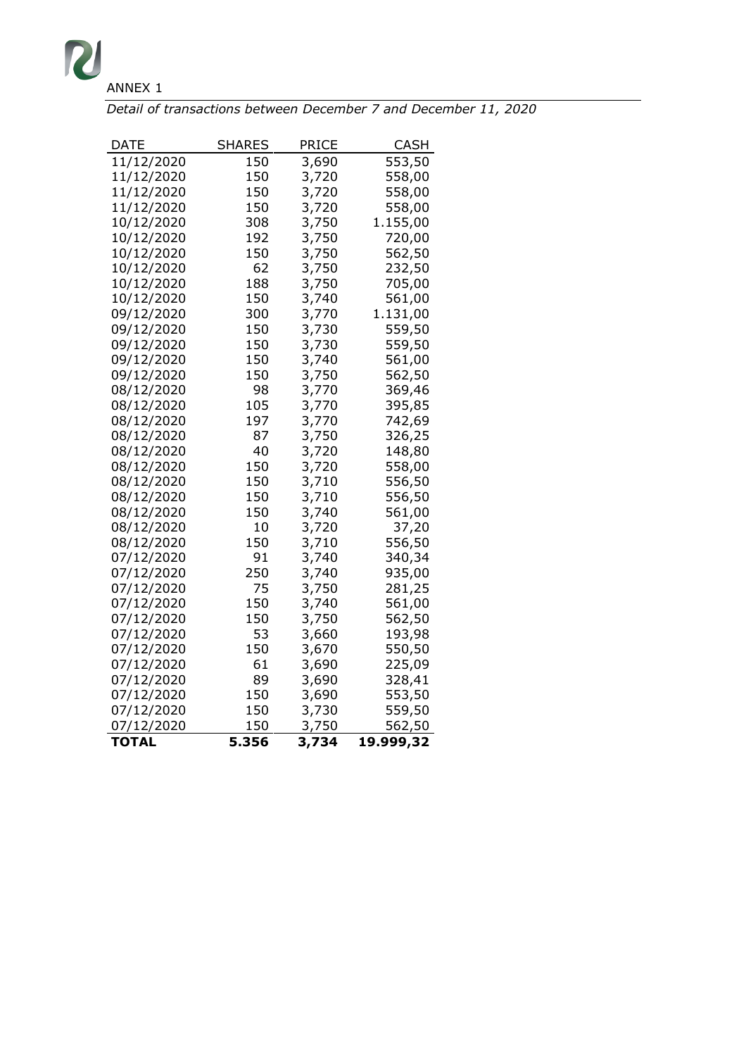ANNEX 1

*Detail of transactions between December 7 and December 11, 2020*

| DATE | SHARES | PRICE | CASH |
|---|---|---|---|
| 11/12/2020 | 150 | 3,690 | 553,50 |
| 11/12/2020 | 150 | 3,720 | 558,00 |
| 11/12/2020 | 150 | 3,720 | 558,00 |
| 11/12/2020 | 150 | 3,720 | 558,00 |
| 10/12/2020 | 308 | 3,750 | 1.155,00 |
| 10/12/2020 | 192 | 3,750 | 720,00 |
| 10/12/2020 | 150 | 3,750 | 562,50 |
| 10/12/2020 | 62 | 3,750 | 232,50 |
| 10/12/2020 | 188 | 3,750 | 705,00 |
| 10/12/2020 | 150 | 3,740 | 561,00 |
| 09/12/2020 | 300 | 3,770 | 1.131,00 |
| 09/12/2020 | 150 | 3,730 | 559,50 |
| 09/12/2020 | 150 | 3,730 | 559,50 |
| 09/12/2020 | 150 | 3,740 | 561,00 |
| 09/12/2020 | 150 | 3,750 | 562,50 |
| 08/12/2020 | 98 | 3,770 | 369,46 |
| 08/12/2020 | 105 | 3,770 | 395,85 |
| 08/12/2020 | 197 | 3,770 | 742,69 |
| 08/12/2020 | 87 | 3,750 | 326,25 |
| 08/12/2020 | 40 | 3,720 | 148,80 |
| 08/12/2020 | 150 | 3,720 | 558,00 |
| 08/12/2020 | 150 | 3,710 | 556,50 |
| 08/12/2020 | 150 | 3,710 | 556,50 |
| 08/12/2020 | 150 | 3,740 | 561,00 |
| 08/12/2020 | 10 | 3,720 | 37,20 |
| 08/12/2020 | 150 | 3,710 | 556,50 |
| 07/12/2020 | 91 | 3,740 | 340,34 |
| 07/12/2020 | 250 | 3,740 | 935,00 |
| 07/12/2020 | 75 | 3,750 | 281,25 |
| 07/12/2020 | 150 | 3,740 | 561,00 |
| 07/12/2020 | 150 | 3,750 | 562,50 |
| 07/12/2020 | 53 | 3,660 | 193,98 |
| 07/12/2020 | 150 | 3,670 | 550,50 |
| 07/12/2020 | 61 | 3,690 | 225,09 |
| 07/12/2020 | 89 | 3,690 | 328,41 |
| 07/12/2020 | 150 | 3,690 | 553,50 |
| 07/12/2020 | 150 | 3,730 | 559,50 |
| 07/12/2020 | 150 | 3,750 | 562,50 |
| **TOTAL** | **5.356** | **3,734** | **19.999,32** |